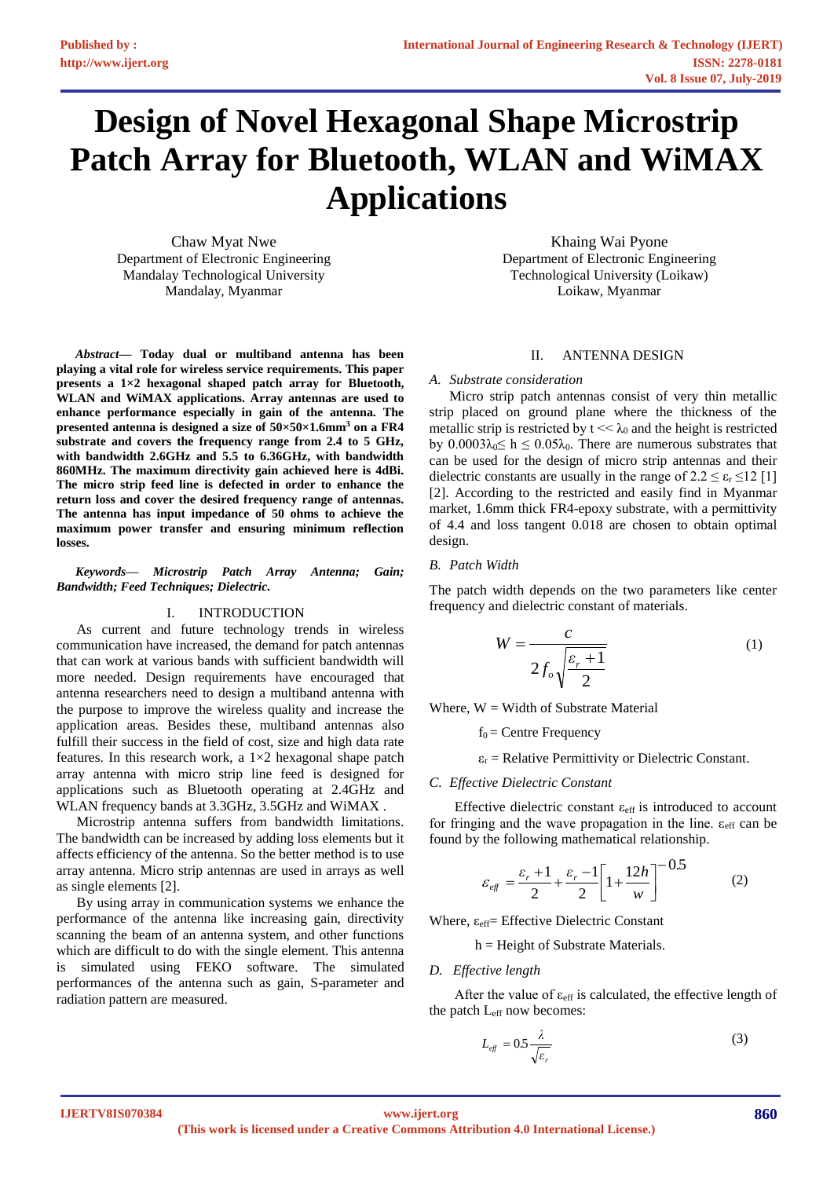# Design of Novel Hexagonal Shape Microstrip Patch Array for Bluetooth, WLAN and WiMAX Applications

Chaw Myat Nwe
Department of Electronic Engineering
Mandalay Technological University
Mandalay, Myanmar

Khaing Wai Pyone
Department of Electronic Engineering
Technological University (Loikaw)
Loikaw, Myanmar

***Abstract*— Today dual or multiband antenna has been playing a vital role for wireless service requirements. This paper presents a 1×2 hexagonal shaped patch array for Bluetooth, WLAN and WiMAX applications. Array antennas are used to enhance performance especially in gain of the antenna. The presented antenna is designed a size of 50×50×1.6mm$^3$ on a FR4 substrate and covers the frequency range from 2.4 to 5 GHz, with bandwidth 2.6GHz and 5.5 to 6.36GHz, with bandwidth 860MHz. The maximum directivity gain achieved here is 4dBi. The micro strip feed line is defected in order to enhance the return loss and cover the desired frequency range of antennas. The antenna has input impedance of 50 ohms to achieve the maximum power transfer and ensuring minimum reflection losses.**

***Keywords*— *Microstrip Patch Array Antenna; Gain; Bandwidth; Feed Techniques; Dielectric.***

## I. INTRODUCTION

As current and future technology trends in wireless communication have increased, the demand for patch antennas that can work at various bands with sufficient bandwidth will more needed. Design requirements have encouraged that antenna researchers need to design a multiband antenna with the purpose to improve the wireless quality and increase the application areas. Besides these, multiband antennas also fulfill their success in the field of cost, size and high data rate features. In this research work, a 1×2 hexagonal shape patch array antenna with micro strip line feed is designed for applications such as Bluetooth operating at 2.4GHz and WLAN frequency bands at 3.3GHz, 3.5GHz and WiMAX .

Microstrip antenna suffers from bandwidth limitations. The bandwidth can be increased by adding loss elements but it affects efficiency of the antenna. So the better method is to use array antenna. Micro strip antennas are used in arrays as well as single elements [2].

By using array in communication systems we enhance the performance of the antenna like increasing gain, directivity scanning the beam of an antenna system, and other functions which are difficult to do with the single element. This antenna is simulated using FEKO software. The simulated performances of the antenna such as gain, S-parameter and radiation pattern are measured.

## II. ANTENNA DESIGN

### *A. Substrate consideration*

Micro strip patch antennas consist of very thin metallic strip placed on ground plane where the thickness of the metallic strip is restricted by $t \ll \lambda_0$ and the height is restricted by $0.0003\lambda_0 \leq h \leq 0.05\lambda_0$. There are numerous substrates that can be used for the design of micro strip antennas and their dielectric constants are usually in the range of $2.2 \leq \varepsilon_r \leq 12$ [1] [2]. According to the restricted and easily find in Myanmar market, 1.6mm thick FR4-epoxy substrate, with a permittivity of 4.4 and loss tangent 0.018 are chosen to obtain optimal design.

### *B. Patch Width*

The patch width depends on the two parameters like center frequency and dielectric constant of materials.

$$W = \frac{c}{2 f_o \sqrt{\frac{\varepsilon_r + 1}{2}}} \tag{1}$$

Where, W = Width of Substrate Material

$f_0$ = Centre Frequency

$\varepsilon_r$ = Relative Permittivity or Dielectric Constant.

### *C. Effective Dielectric Constant*

Effective dielectric constant $\varepsilon_{eff}$ is introduced to account for fringing and the wave propagation in the line. $\varepsilon_{eff}$ can be found by the following mathematical relationship.

$$\varepsilon_{eff} = \frac{\varepsilon_r + 1}{2} + \frac{\varepsilon_r - 1}{2}\left[1 + \frac{12h}{w}\right]^{-0.5} \tag{2}$$

Where, $\varepsilon_{eff}$= Effective Dielectric Constant

h = Height of Substrate Materials.

### *D. Effective length*

After the value of $\varepsilon_{eff}$ is calculated, the effective length of the patch $L_{eff}$ now becomes:

$$L_{eff} = 0.5\frac{\lambda}{\sqrt{\varepsilon_r}} \tag{3}$$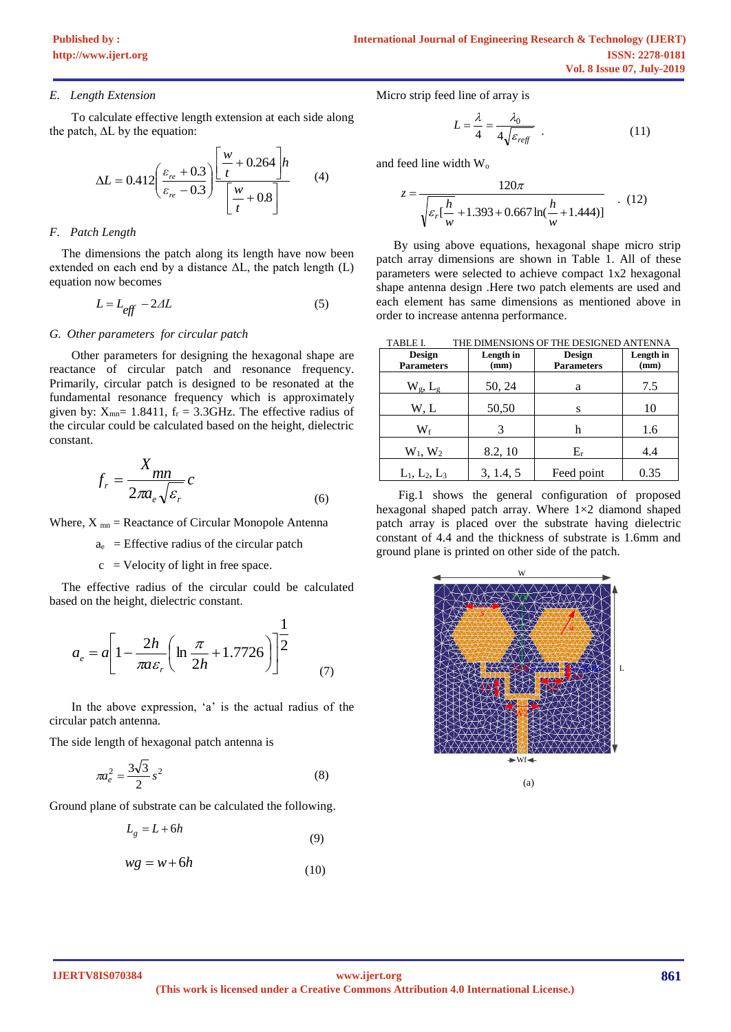### E. Length Extension

To calculate effective length extension at each side along the patch, ΔL by the equation:

$$\Delta L = 0.412\left(\frac{\varepsilon_{re}+0.3}{\varepsilon_{re}-0.3}\right)\frac{\left[\frac{w}{t}+0.264\right]h}{\left[\frac{w}{t}+0.8\right]} \qquad (4)$$

### F. Patch Length

The dimensions the patch along its length have now been extended on each end by a distance ΔL, the patch length (L) equation now becomes

$$L = L_{eff} - 2\Delta L \qquad (5)$$

### G. Other parameters for circular patch

Other parameters for designing the hexagonal shape are reactance of circular patch and resonance frequency. Primarily, circular patch is designed to be resonated at the fundamental resonance frequency which is approximately given by: $X_{mn}$= 1.8411, $f_r$ = 3.3GHz. The effective radius of the circular could be calculated based on the height, dielectric constant.

$$f_r = \frac{X_{mn}}{2\pi a_e\sqrt{\varepsilon_r}}c \qquad (6)$$

Where, $X_{mn}$ = Reactance of Circular Monopole Antenna

$a_e$ = Effective radius of the circular patch

c = Velocity of light in free space.

The effective radius of the circular could be calculated based on the height, dielectric constant.

$$a_e = a\left[1-\frac{2h}{\pi a\varepsilon_r}\left(\ln\frac{\pi}{2h}+1.7726\right)\right]^{\frac{1}{2}} \qquad (7)$$

In the above expression, 'a' is the actual radius of the circular patch antenna.

The side length of hexagonal patch antenna is

$$\pi a_e^2 = \frac{3\sqrt{3}}{2}s^2 \qquad (8)$$

Ground plane of substrate can be calculated the following.

$$L_g = L + 6h \qquad (9)$$

$$wg = w + 6h \qquad (10)$$

Micro strip feed line of array is

$$L = \frac{\lambda}{4} = \frac{\lambda_0}{4\sqrt{\varepsilon_{reff}}} \ . \qquad (11)$$

and feed line width $W_o$

$$z = \frac{120\pi}{\sqrt{\varepsilon_r[\frac{h}{w}+1.393+0.667\ln(\frac{h}{w}+1.444)]}} \ . \qquad (12)$$

By using above equations, hexagonal shape micro strip patch array dimensions are shown in Table 1. All of these parameters were selected to achieve compact 1x2 hexagonal shape antenna design .Here two patch elements are used and each element has same dimensions as mentioned above in order to increase antenna performance.

TABLE I. THE DIMENSIONS OF THE DESIGNED ANTENNA

| Design Parameters | Length in (mm) | Design Parameters | Length in (mm) |
|---|---|---|---|
| $W_g$, $L_g$ | 50, 24 | a | 7.5 |
| W, L | 50,50 | s | 10 |
| $W_f$ | 3 | h | 1.6 |
| $W_1$, $W_2$ | 8.2, 10 | $E_r$ | 4.4 |
| $L_1$, $L_2$, $L_3$ | 3, 1.4, 5 | Feed point | 0.35 |

Fig.1 shows the general configuration of proposed hexagonal shaped patch array. Where 1×2 diamond shaped patch array is placed over the substrate having dielectric constant of 4.4 and the thickness of substrate is 1.6mm and ground plane is printed on other side of the patch.

(a)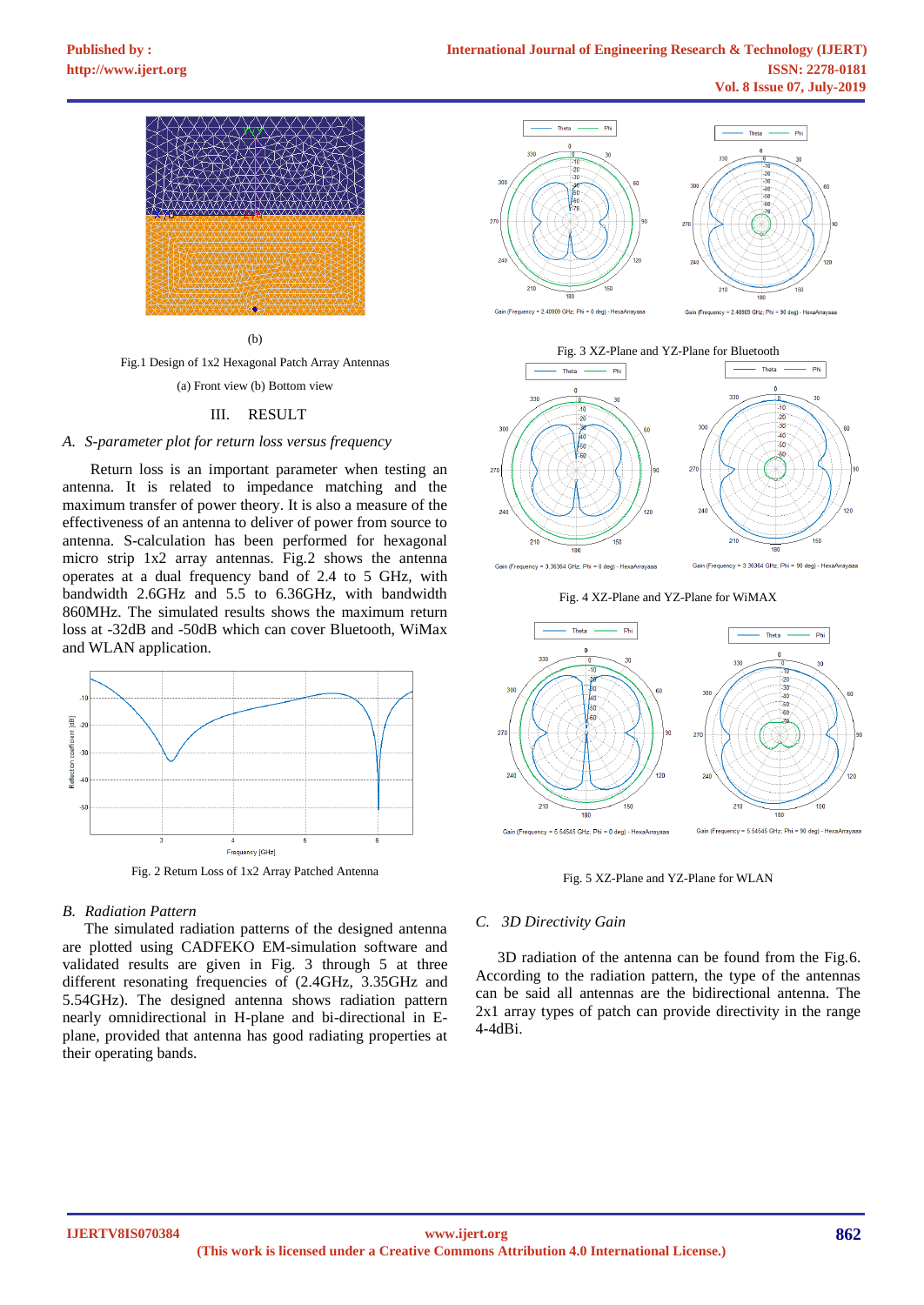(b)

Fig.1 Design of 1x2 Hexagonal Patch Array Antennas

(a) Front view (b) Bottom view

## III. RESULT

### *A. S-parameter plot for return loss versus frequency*

Return loss is an important parameter when testing an antenna. It is related to impedance matching and the maximum transfer of power theory. It is also a measure of the effectiveness of an antenna to deliver of power from source to antenna. S-calculation has been performed for hexagonal micro strip 1x2 array antennas. Fig.2 shows the antenna operates at a dual frequency band of 2.4 to 5 GHz, with bandwidth 2.6GHz and 5.5 to 6.36GHz, with bandwidth 860MHz. The simulated results shows the maximum return loss at -32dB and -50dB which can cover Bluetooth, WiMax and WLAN application.

Fig. 2 Return Loss of 1x2 Array Patched Antenna

### *B. Radiation Pattern*

The simulated radiation patterns of the designed antenna are plotted using CADFEKO EM-simulation software and validated results are given in Fig. 3 through 5 at three different resonating frequencies of (2.4GHz, 3.35GHz and 5.54GHz). The designed antenna shows radiation pattern nearly omnidirectional in H-plane and bi-directional in E-plane, provided that antenna has good radiating properties at their operating bands.

Fig. 3 XZ-Plane and YZ-Plane for Bluetooth

Fig. 4 XZ-Plane and YZ-Plane for WiMAX

Fig. 5 XZ-Plane and YZ-Plane for WLAN

### *C. 3D Directivity Gain*

3D radiation of the antenna can be found from the Fig.6. According to the radiation pattern, the type of the antennas can be said all antennas are the bidirectional antenna. The 2x1 array types of patch can provide directivity in the range 4-4dBi.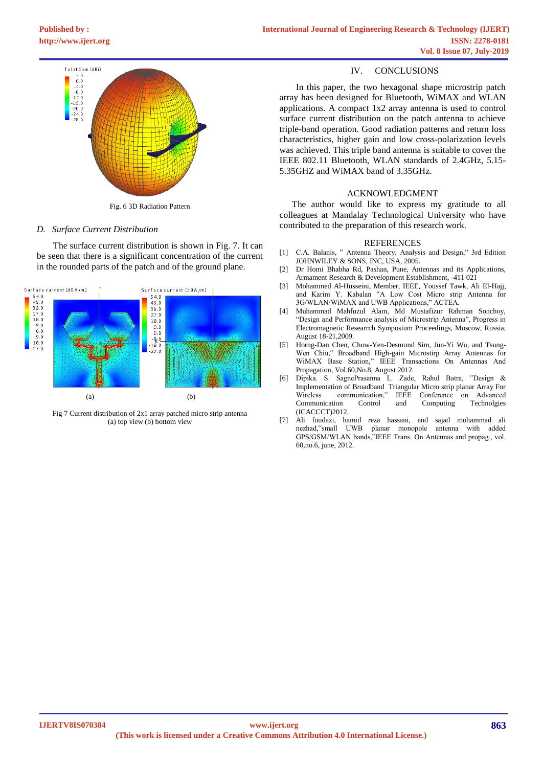Total Gain [dBi]
4.0
0.0
-4.0
-8.0
-12.0
-16.0
-20.0
-24.0
-28.0

Fig. 6 3D Radiation Pattern

### *D. Surface Current Distribution*

The surface current distribution is shown in Fig. 7. It can be seen that there is a significant concentration of the current in the rounded parts of the patch and of the ground plane.

Surface current [dBA/m]
54.0
45.0
36.0
27.0
18.0
9.0
0.0
-9.0
-18.0
-27.0

Surface current [dBA/m]
54.0
45.0
36.0
27.0
18.0
9.0
0.0
-9.0
-18.0
-27.0

(a) (b)

Fig 7 Current distribution of 2x1 array patched micro strip antenna (a) top view (b) bottom view

## IV. CONCLUSIONS

In this paper, the two hexagonal shape microstrip patch array has been designed for Bluetooth, WiMAX and WLAN applications. A compact 1x2 array antenna is used to control surface current distribution on the patch antenna to achieve triple-band operation. Good radiation patterns and return loss characteristics, higher gain and low cross-polarization levels was achieved. This triple band antenna is suitable to cover the IEEE 802.11 Bluetooth, WLAN standards of 2.4GHz, 5.15-5.35GHZ and WiMAX band of 3.35GHz.

## ACKNOWLEDGMENT

The author would like to express my gratitude to all colleagues at Mandalay Technological University who have contributed to the preparation of this research work.

## REFERENCES

[1] C.A. Balanis, " Antenna Theory, Analysis and Design," 3rd Edition JOHNWILEY & SONS, INC, USA, 2005.

[2] Dr Homi Bhabha Rd, Pashan, Pune, Antennas and its Applications, Armament Research & Development Establishment, -411 021

[3] Mohammed Al-Husseini, Member, IEEE, Youssef Tawk, Ali El-Hajj, and Karim Y. Kabalan "A Low Cost Micro strip Antenna for 3G/WLAN/WiMAX and UWB Applications," ACTEA.

[4] Muhammad Mahfuzul Alam, Md Mustafizur Rahman Sonchoy, "Design and Performance analysis of Microstrip Antenna", Progress in Electromagnetic Researrch Symposium Proceedings, Moscow, Russia, August 18-21,2009.

[5] Horng-Dan Chen, Chow-Yen-Desmond Sim, Jun-Yi Wu, and Tsung-Wen Chiu," Broadband High-gain Microstirp Array Antennas for WiMAX Base Station," IEEE Transactions On Antennas And Propagation, Vol.60,No.8, August 2012.

[6] Dipika. S. SagnePrasanna L. Zade, Rahul Batra, "Design & Implementation of Broadband Triangular Micro strip planar Array For Wireless communication," IEEE Conference on Advanced Communication Control and Computing Technolgies (ICACCCT)2012.

[7] Ali foudazi, hamid reza hassani, and sajad mohammad ali nezhad,"small UWB planar monopole antenna with added GPS/GSM/WLAN bands,"IEEE Trans. On Antennas and propag., vol. 60,no.6, june, 2012.